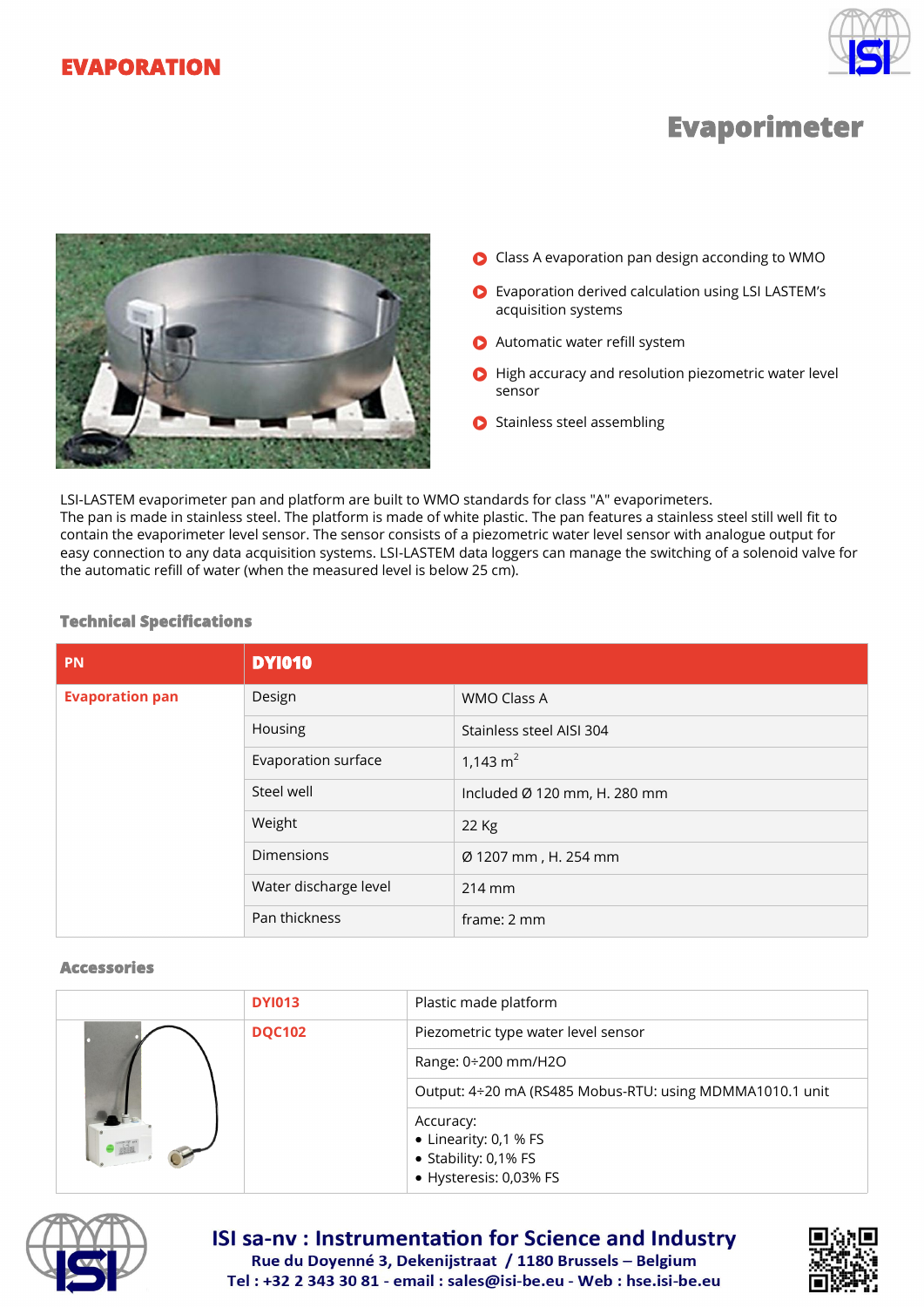# EVAPORATION

## Evaporimeter

- Class A evaporation pan design according to WMO
- Evaporation derived calculation using LSI LASTEM's acquisition systems
- Automatic water refill system
- High accuracy and resolution piezometric water level sensor
- Stainless steel assembling

LSI-LASTEM evaporimeter pan and platform are built to WMO standards for class "A" evaporimeters.
The pan is made in stainless steel. The platform is made of white plastic. The pan features a stainless steel still well fit to contain the evaporimeter level sensor. The sensor consists of a piezometric water level sensor with analogue output for easy connection to any data acquisition systems. LSI-LASTEM data loggers can manage the switching of a solenoid valve for the automatic refill of water (when the measured level is below 25 cm).

### Technical Specifications

| PN | DYI010 | |
|---|---|---|
| Evaporation pan | Design | WMO Class A |
| | Housing | Stainless steel AISI 304 |
| | Evaporation surface | 1,143 $m^2$ |
| | Steel well | Included Ø 120 mm, H. 280 mm |
| | Weight | 22 Kg |
| | Dimensions | Ø 1207 mm , H. 254 mm |
| | Water discharge level | 214 mm |
| | Pan thickness | frame: 2 mm |

### Accessories

| | | |
|---|---|---|
| | DYI013 | Plastic made platform |
| | DQC102 | Piezometric type water level sensor |
| | | Range: 0÷200 mm/H2O |
| | | Output: 4÷20 mA (RS485 Mobus-RTU: using MDMMA1010.1 unit |
| | | Accuracy:<br>• Linearity: 0,1 % FS<br>• Stability: 0,1% FS<br>• Hysteresis: 0,03% FS |

**ISI sa-nv : Instrumentation for Science and Industry**
**Rue du Doyenné 3, Dekenijstraat / 1180 Brussels – Belgium**
**Tel : +32 2 343 30 81 - email : sales@isi-be.eu - Web : hse.isi-be.eu**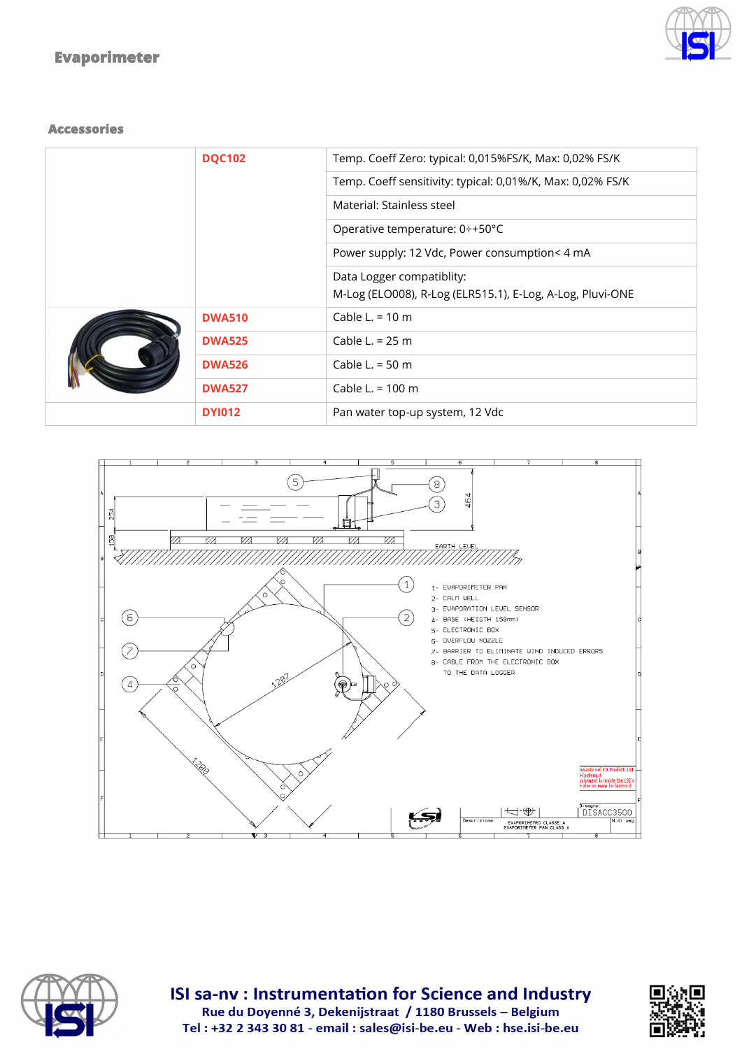## Accessories

| | | |
|---|---|---|
| | DQC102 | Temp. Coeff Zero: typical: 0,015%FS/K, Max: 0,02% FS/K |
| | | Temp. Coeff sensitivity: typical: 0,01%/K, Max: 0,02% FS/K |
| | | Material: Stainless steel |
| | | Operative temperature: 0÷+50°C |
| | | Power supply: 12 Vdc, Power consumption< 4 mA |
| | | Data Logger compatiblity:<br>M-Log (ELO008), R-Log (ELR515.1), E-Log, A-Log, Pluvi-ONE |
| | DWA510 | Cable L. = 10 m |
| | DWA525 | Cable L. = 25 m |
| | DWA526 | Cable L. = 50 m |
| | DWA527 | Cable L. = 100 m |
| | DYI012 | Pan water top-up system, 12 Vdc |

1- EVAPORIMETER PAN
2- CALM WELL
3- EVAPORATION LEVEL SENSOR
4- BASE (HEIGTH 150mm)
5- ELECTRONIC BOX
6- OVERFLOW NOZZLE
7- BARRIER TO ELIMINATE WIND INDUCED ERRORS
8- CABLE FROM THE ELECTRONIC BOX TO THE DATA LOGGER

EARTH LEVEL

254
150
464
1207
1200

Descrizione: EVAPORIMETRO CLASSE A / EVAPORIMETER PAN CLASS A

Disegno: DISACC3500

ISI sa-nv : Instrumentation for Science and Industry
Rue du Doyenné 3, Dekenijstraat / 1180 Brussels – Belgium
Tel : +32 2 343 30 81 - email : sales@isi-be.eu - Web : hse.isi-be.eu